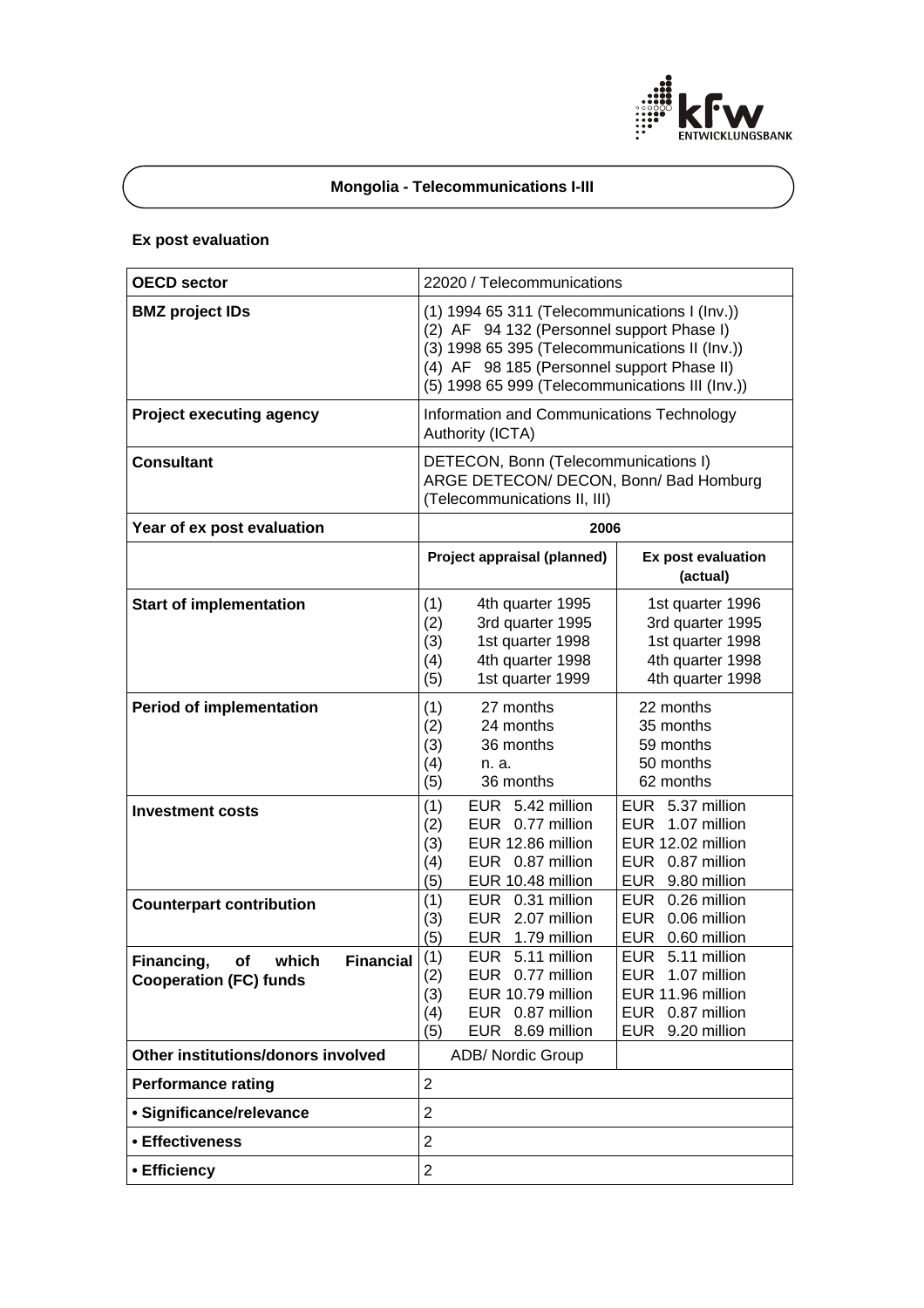## Mongolia - Telecommunications I-III

### Ex post evaluation

| OECD sector | 22020 / Telecommunications | |
|---|---|---|
| BMZ project IDs | (1) 1994 65 311 (Telecommunications I (Inv.))<br>(2) AF 94 132 (Personnel support Phase I)<br>(3) 1998 65 395 (Telecommunications II (Inv.))<br>(4) AF 98 185 (Personnel support Phase II)<br>(5) 1998 65 999 (Telecommunications III (Inv.)) | |
| Project executing agency | Information and Communications Technology Authority (ICTA) | |
| Consultant | DETECON, Bonn (Telecommunications I)<br>ARGE DETECON/ DECON, Bonn/ Bad Homburg (Telecommunications II, III) | |
| Year of ex post evaluation | 2006 | |
| | **Project appraisal (planned)** | **Ex post evaluation (actual)** |
| Start of implementation | (1) 4th quarter 1995<br>(2) 3rd quarter 1995<br>(3) 1st quarter 1998<br>(4) 4th quarter 1998<br>(5) 1st quarter 1999 | 1st quarter 1996<br>3rd quarter 1995<br>1st quarter 1998<br>4th quarter 1998<br>4th quarter 1998 |
| Period of implementation | (1) 27 months<br>(2) 24 months<br>(3) 36 months<br>(4) n. a.<br>(5) 36 months | 22 months<br>35 months<br>59 months<br>50 months<br>62 months |
| Investment costs | (1) EUR 5.42 million<br>(2) EUR 0.77 million<br>(3) EUR 12.86 million<br>(4) EUR 0.87 million<br>(5) EUR 10.48 million | EUR 5.37 million<br>EUR 1.07 million<br>EUR 12.02 million<br>EUR 0.87 million<br>EUR 9.80 million |
| Counterpart contribution | (1) EUR 0.31 million<br>(3) EUR 2.07 million<br>(5) EUR 1.79 million | EUR 0.26 million<br>EUR 0.06 million<br>EUR 0.60 million |
| Financing, of which Financial Cooperation (FC) funds | (1) EUR 5.11 million<br>(2) EUR 0.77 million<br>(3) EUR 10.79 million<br>(4) EUR 0.87 million<br>(5) EUR 8.69 million | EUR 5.11 million<br>EUR 1.07 million<br>EUR 11.96 million<br>EUR 0.87 million<br>EUR 9.20 million |
| Other institutions/donors involved | ADB/ Nordic Group | |
| Performance rating | 2 | |
| • Significance/relevance | 2 | |
| • Effectiveness | 2 | |
| • Efficiency | 2 | |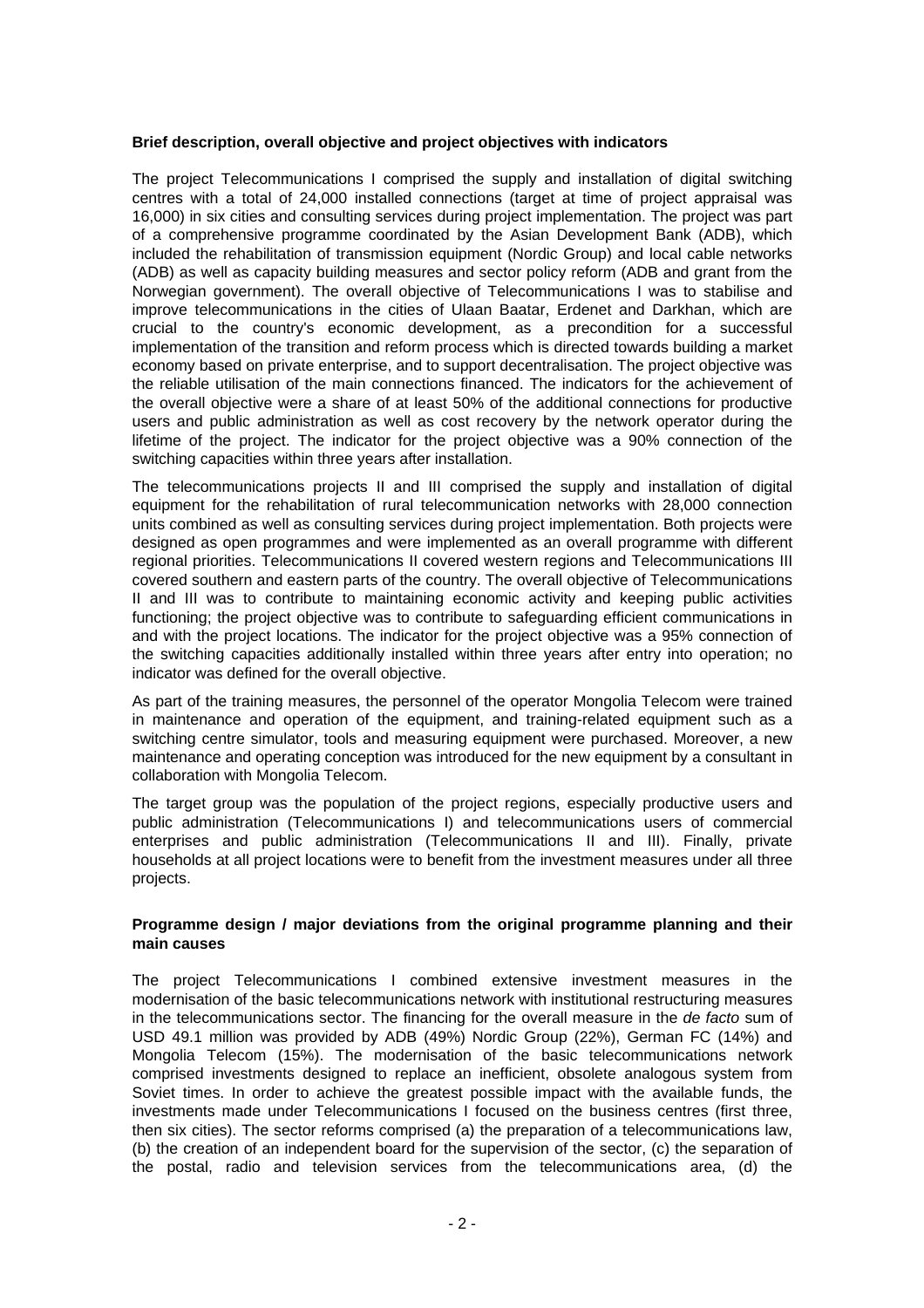**Brief description, overall objective and project objectives with indicators**

The project Telecommunications I comprised the supply and installation of digital switching centres with a total of 24,000 installed connections (target at time of project appraisal was 16,000) in six cities and consulting services during project implementation. The project was part of a comprehensive programme coordinated by the Asian Development Bank (ADB), which included the rehabilitation of transmission equipment (Nordic Group) and local cable networks (ADB) as well as capacity building measures and sector policy reform (ADB and grant from the Norwegian government). The overall objective of Telecommunications I was to stabilise and improve telecommunications in the cities of Ulaan Baatar, Erdenet and Darkhan, which are crucial to the country's economic development, as a precondition for a successful implementation of the transition and reform process which is directed towards building a market economy based on private enterprise, and to support decentralisation. The project objective was the reliable utilisation of the main connections financed. The indicators for the achievement of the overall objective were a share of at least 50% of the additional connections for productive users and public administration as well as cost recovery by the network operator during the lifetime of the project. The indicator for the project objective was a 90% connection of the switching capacities within three years after installation.

The telecommunications projects II and III comprised the supply and installation of digital equipment for the rehabilitation of rural telecommunication networks with 28,000 connection units combined as well as consulting services during project implementation. Both projects were designed as open programmes and were implemented as an overall programme with different regional priorities. Telecommunications II covered western regions and Telecommunications III covered southern and eastern parts of the country. The overall objective of Telecommunications II and III was to contribute to maintaining economic activity and keeping public activities functioning; the project objective was to contribute to safeguarding efficient communications in and with the project locations. The indicator for the project objective was a 95% connection of the switching capacities additionally installed within three years after entry into operation; no indicator was defined for the overall objective.

As part of the training measures, the personnel of the operator Mongolia Telecom were trained in maintenance and operation of the equipment, and training-related equipment such as a switching centre simulator, tools and measuring equipment were purchased. Moreover, a new maintenance and operating conception was introduced for the new equipment by a consultant in collaboration with Mongolia Telecom.

The target group was the population of the project regions, especially productive users and public administration (Telecommunications I) and telecommunications users of commercial enterprises and public administration (Telecommunications II and III). Finally, private households at all project locations were to benefit from the investment measures under all three projects.

**Programme design / major deviations from the original programme planning and their main causes**

The project Telecommunications I combined extensive investment measures in the modernisation of the basic telecommunications network with institutional restructuring measures in the telecommunications sector. The financing for the overall measure in the *de facto* sum of USD 49.1 million was provided by ADB (49%) Nordic Group (22%), German FC (14%) and Mongolia Telecom (15%). The modernisation of the basic telecommunications network comprised investments designed to replace an inefficient, obsolete analogous system from Soviet times. In order to achieve the greatest possible impact with the available funds, the investments made under Telecommunications I focused on the business centres (first three, then six cities). The sector reforms comprised (a) the preparation of a telecommunications law, (b) the creation of an independent board for the supervision of the sector, (c) the separation of the postal, radio and television services from the telecommunications area, (d) the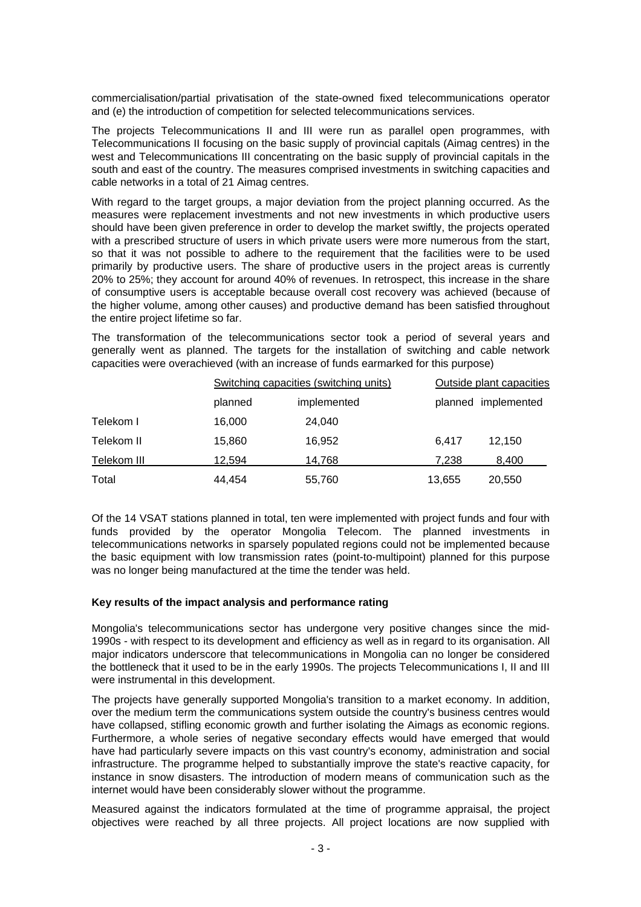commercialisation/partial privatisation of the state-owned fixed telecommunications operator and (e) the introduction of competition for selected telecommunications services.

The projects Telecommunications II and III were run as parallel open programmes, with Telecommunications II focusing on the basic supply of provincial capitals (Aimag centres) in the west and Telecommunications III concentrating on the basic supply of provincial capitals in the south and east of the country. The measures comprised investments in switching capacities and cable networks in a total of 21 Aimag centres.

With regard to the target groups, a major deviation from the project planning occurred. As the measures were replacement investments and not new investments in which productive users should have been given preference in order to develop the market swiftly, the projects operated with a prescribed structure of users in which private users were more numerous from the start, so that it was not possible to adhere to the requirement that the facilities were to be used primarily by productive users. The share of productive users in the project areas is currently 20% to 25%; they account for around 40% of revenues. In retrospect, this increase in the share of consumptive users is acceptable because overall cost recovery was achieved (because of the higher volume, among other causes) and productive demand has been satisfied throughout the entire project lifetime so far.

The transformation of the telecommunications sector took a period of several years and generally went as planned. The targets for the installation of switching and cable network capacities were overachieved (with an increase of funds earmarked for this purpose)

| | Switching capacities (switching units) | | Outside plant capacities | |
|---|---|---|---|---|
| | planned | implemented | planned | implemented |
| Telekom I | 16,000 | 24,040 | | |
| Telekom II | 15,860 | 16,952 | 6,417 | 12,150 |
| Telekom III | 12,594 | 14,768 | 7,238 | 8,400 |
| Total | 44,454 | 55,760 | 13,655 | 20,550 |

Of the 14 VSAT stations planned in total, ten were implemented with project funds and four with funds provided by the operator Mongolia Telecom. The planned investments in telecommunications networks in sparsely populated regions could not be implemented because the basic equipment with low transmission rates (point-to-multipoint) planned for this purpose was no longer being manufactured at the time the tender was held.

**Key results of the impact analysis and performance rating**

Mongolia's telecommunications sector has undergone very positive changes since the mid-1990s - with respect to its development and efficiency as well as in regard to its organisation. All major indicators underscore that telecommunications in Mongolia can no longer be considered the bottleneck that it used to be in the early 1990s. The projects Telecommunications I, II and III were instrumental in this development.

The projects have generally supported Mongolia's transition to a market economy. In addition, over the medium term the communications system outside the country's business centres would have collapsed, stifling economic growth and further isolating the Aimags as economic regions. Furthermore, a whole series of negative secondary effects would have emerged that would have had particularly severe impacts on this vast country's economy, administration and social infrastructure. The programme helped to substantially improve the state's reactive capacity, for instance in snow disasters. The introduction of modern means of communication such as the internet would have been considerably slower without the programme.

Measured against the indicators formulated at the time of programme appraisal, the project objectives were reached by all three projects. All project locations are now supplied with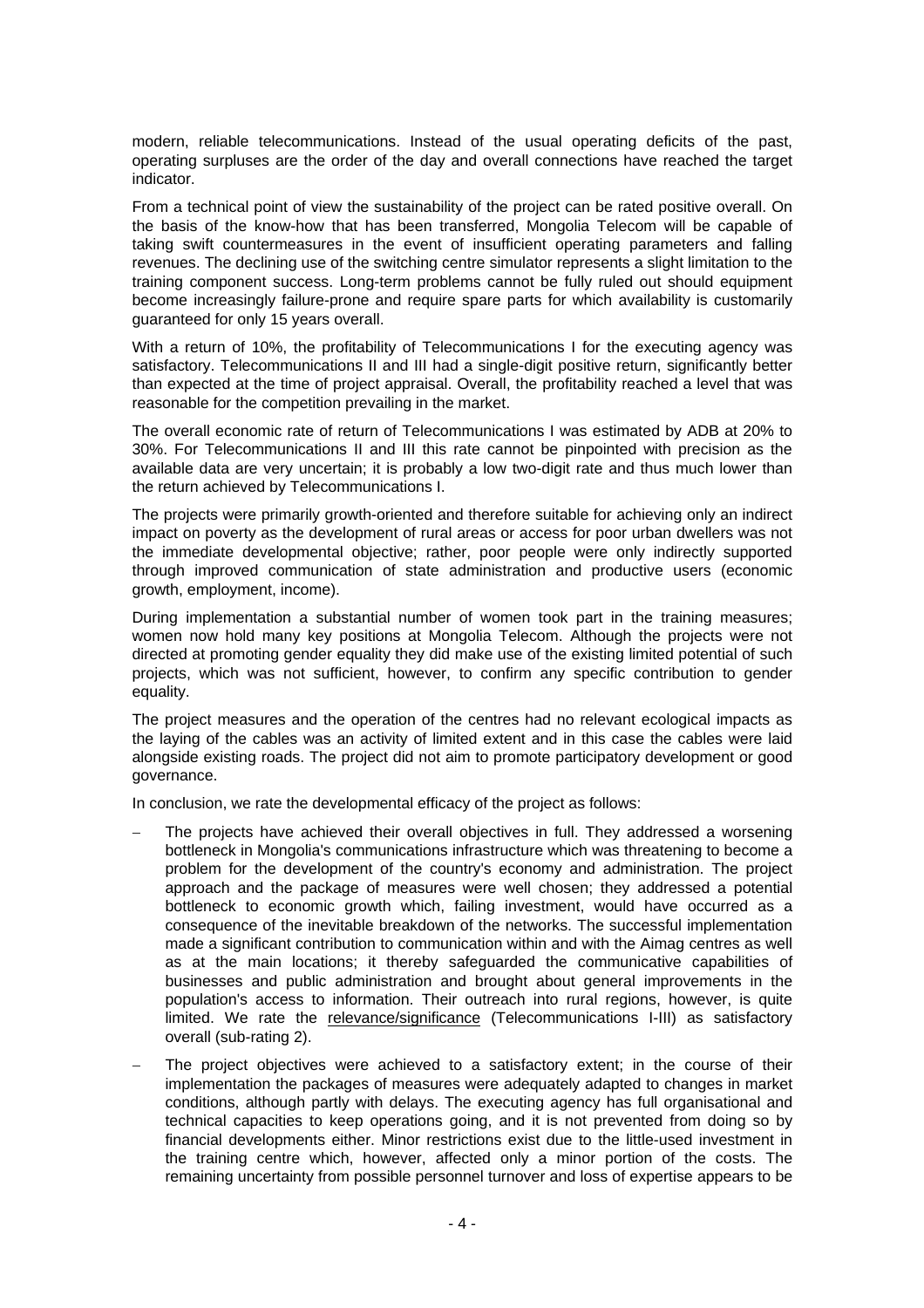modern, reliable telecommunications. Instead of the usual operating deficits of the past, operating surpluses are the order of the day and overall connections have reached the target indicator.

From a technical point of view the sustainability of the project can be rated positive overall. On the basis of the know-how that has been transferred, Mongolia Telecom will be capable of taking swift countermeasures in the event of insufficient operating parameters and falling revenues. The declining use of the switching centre simulator represents a slight limitation to the training component success. Long-term problems cannot be fully ruled out should equipment become increasingly failure-prone and require spare parts for which availability is customarily guaranteed for only 15 years overall.

With a return of 10%, the profitability of Telecommunications I for the executing agency was satisfactory. Telecommunications II and III had a single-digit positive return, significantly better than expected at the time of project appraisal. Overall, the profitability reached a level that was reasonable for the competition prevailing in the market.

The overall economic rate of return of Telecommunications I was estimated by ADB at 20% to 30%. For Telecommunications II and III this rate cannot be pinpointed with precision as the available data are very uncertain; it is probably a low two-digit rate and thus much lower than the return achieved by Telecommunications I.

The projects were primarily growth-oriented and therefore suitable for achieving only an indirect impact on poverty as the development of rural areas or access for poor urban dwellers was not the immediate developmental objective; rather, poor people were only indirectly supported through improved communication of state administration and productive users (economic growth, employment, income).

During implementation a substantial number of women took part in the training measures; women now hold many key positions at Mongolia Telecom. Although the projects were not directed at promoting gender equality they did make use of the existing limited potential of such projects, which was not sufficient, however, to confirm any specific contribution to gender equality.

The project measures and the operation of the centres had no relevant ecological impacts as the laying of the cables was an activity of limited extent and in this case the cables were laid alongside existing roads. The project did not aim to promote participatory development or good governance.

In conclusion, we rate the developmental efficacy of the project as follows:

- The projects have achieved their overall objectives in full. They addressed a worsening bottleneck in Mongolia's communications infrastructure which was threatening to become a problem for the development of the country's economy and administration. The project approach and the package of measures were well chosen; they addressed a potential bottleneck to economic growth which, failing investment, would have occurred as a consequence of the inevitable breakdown of the networks. The successful implementation made a significant contribution to communication within and with the Aimag centres as well as at the main locations; it thereby safeguarded the communicative capabilities of businesses and public administration and brought about general improvements in the population's access to information. Their outreach into rural regions, however, is quite limited. We rate the relevance/significance (Telecommunications I-III) as satisfactory overall (sub-rating 2).
- The project objectives were achieved to a satisfactory extent; in the course of their implementation the packages of measures were adequately adapted to changes in market conditions, although partly with delays. The executing agency has full organisational and technical capacities to keep operations going, and it is not prevented from doing so by financial developments either. Minor restrictions exist due to the little-used investment in the training centre which, however, affected only a minor portion of the costs. The remaining uncertainty from possible personnel turnover and loss of expertise appears to be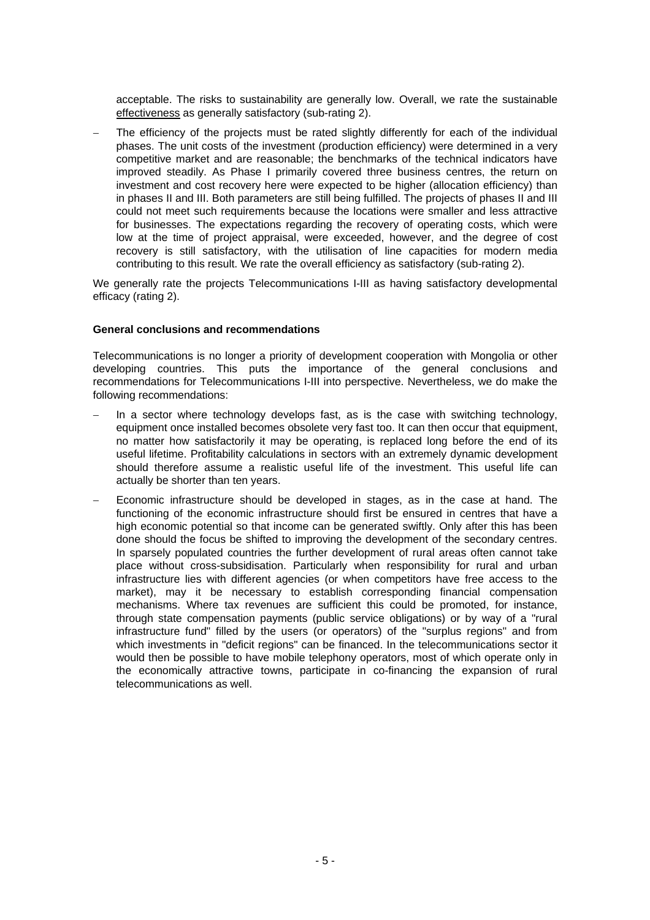acceptable. The risks to sustainability are generally low. Overall, we rate the sustainable effectiveness as generally satisfactory (sub-rating 2).

- The efficiency of the projects must be rated slightly differently for each of the individual phases. The unit costs of the investment (production efficiency) were determined in a very competitive market and are reasonable; the benchmarks of the technical indicators have improved steadily. As Phase I primarily covered three business centres, the return on investment and cost recovery here were expected to be higher (allocation efficiency) than in phases II and III. Both parameters are still being fulfilled. The projects of phases II and III could not meet such requirements because the locations were smaller and less attractive for businesses. The expectations regarding the recovery of operating costs, which were low at the time of project appraisal, were exceeded, however, and the degree of cost recovery is still satisfactory, with the utilisation of line capacities for modern media contributing to this result. We rate the overall efficiency as satisfactory (sub-rating 2).

We generally rate the projects Telecommunications I-III as having satisfactory developmental efficacy (rating 2).

**General conclusions and recommendations**

Telecommunications is no longer a priority of development cooperation with Mongolia or other developing countries. This puts the importance of the general conclusions and recommendations for Telecommunications I-III into perspective. Nevertheless, we do make the following recommendations:

- In a sector where technology develops fast, as is the case with switching technology, equipment once installed becomes obsolete very fast too. It can then occur that equipment, no matter how satisfactorily it may be operating, is replaced long before the end of its useful lifetime. Profitability calculations in sectors with an extremely dynamic development should therefore assume a realistic useful life of the investment. This useful life can actually be shorter than ten years.
- Economic infrastructure should be developed in stages, as in the case at hand. The functioning of the economic infrastructure should first be ensured in centres that have a high economic potential so that income can be generated swiftly. Only after this has been done should the focus be shifted to improving the development of the secondary centres. In sparsely populated countries the further development of rural areas often cannot take place without cross-subsidisation. Particularly when responsibility for rural and urban infrastructure lies with different agencies (or when competitors have free access to the market), may it be necessary to establish corresponding financial compensation mechanisms. Where tax revenues are sufficient this could be promoted, for instance, through state compensation payments (public service obligations) or by way of a "rural infrastructure fund" filled by the users (or operators) of the "surplus regions" and from which investments in "deficit regions" can be financed. In the telecommunications sector it would then be possible to have mobile telephony operators, most of which operate only in the economically attractive towns, participate in co-financing the expansion of rural telecommunications as well.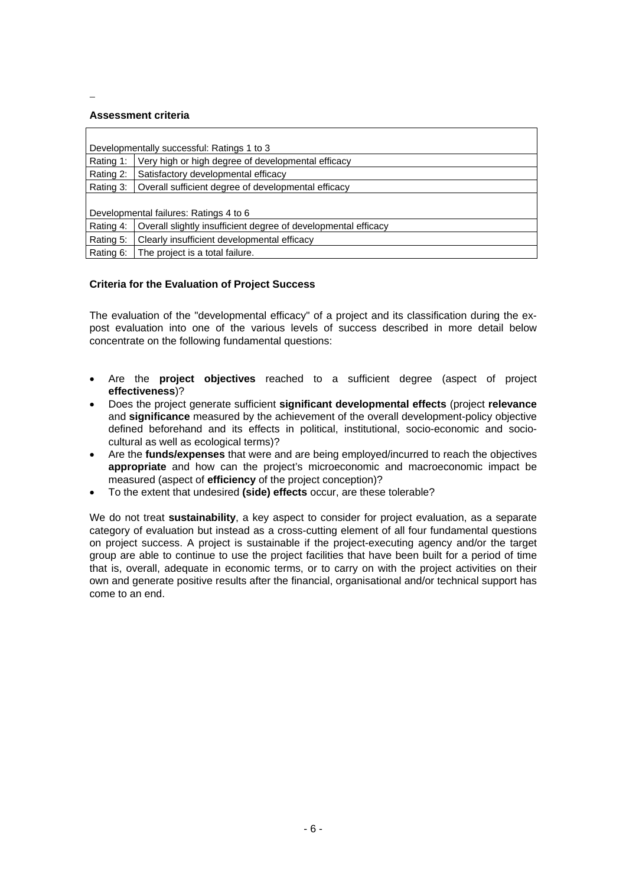### Assessment criteria

| | |
|---|---|
| Developmentally successful: Ratings 1 to 3 | |
| Rating 1: | Very high or high degree of developmental efficacy |
| Rating 2: | Satisfactory developmental efficacy |
| Rating 3: | Overall sufficient degree of developmental efficacy |
| Developmental failures: Ratings 4 to 6 | |
| Rating 4: | Overall slightly insufficient degree of developmental efficacy |
| Rating 5: | Clearly insufficient developmental efficacy |
| Rating 6: | The project is a total failure. |

### Criteria for the Evaluation of Project Success

The evaluation of the "developmental efficacy" of a project and its classification during the ex-post evaluation into one of the various levels of success described in more detail below concentrate on the following fundamental questions:

- Are the **project objectives** reached to a sufficient degree (aspect of project **effectiveness**)?
- Does the project generate sufficient **significant developmental effects** (project **relevance** and **significance** measured by the achievement of the overall development-policy objective defined beforehand and its effects in political, institutional, socio-economic and socio-cultural as well as ecological terms)?
- Are the **funds/expenses** that were and are being employed/incurred to reach the objectives **appropriate** and how can the project's microeconomic and macroeconomic impact be measured (aspect of **efficiency** of the project conception)?
- To the extent that undesired **(side) effects** occur, are these tolerable?

We do not treat **sustainability**, a key aspect to consider for project evaluation, as a separate category of evaluation but instead as a cross-cutting element of all four fundamental questions on project success. A project is sustainable if the project-executing agency and/or the target group are able to continue to use the project facilities that have been built for a period of time that is, overall, adequate in economic terms, or to carry on with the project activities on their own and generate positive results after the financial, organisational and/or technical support has come to an end.